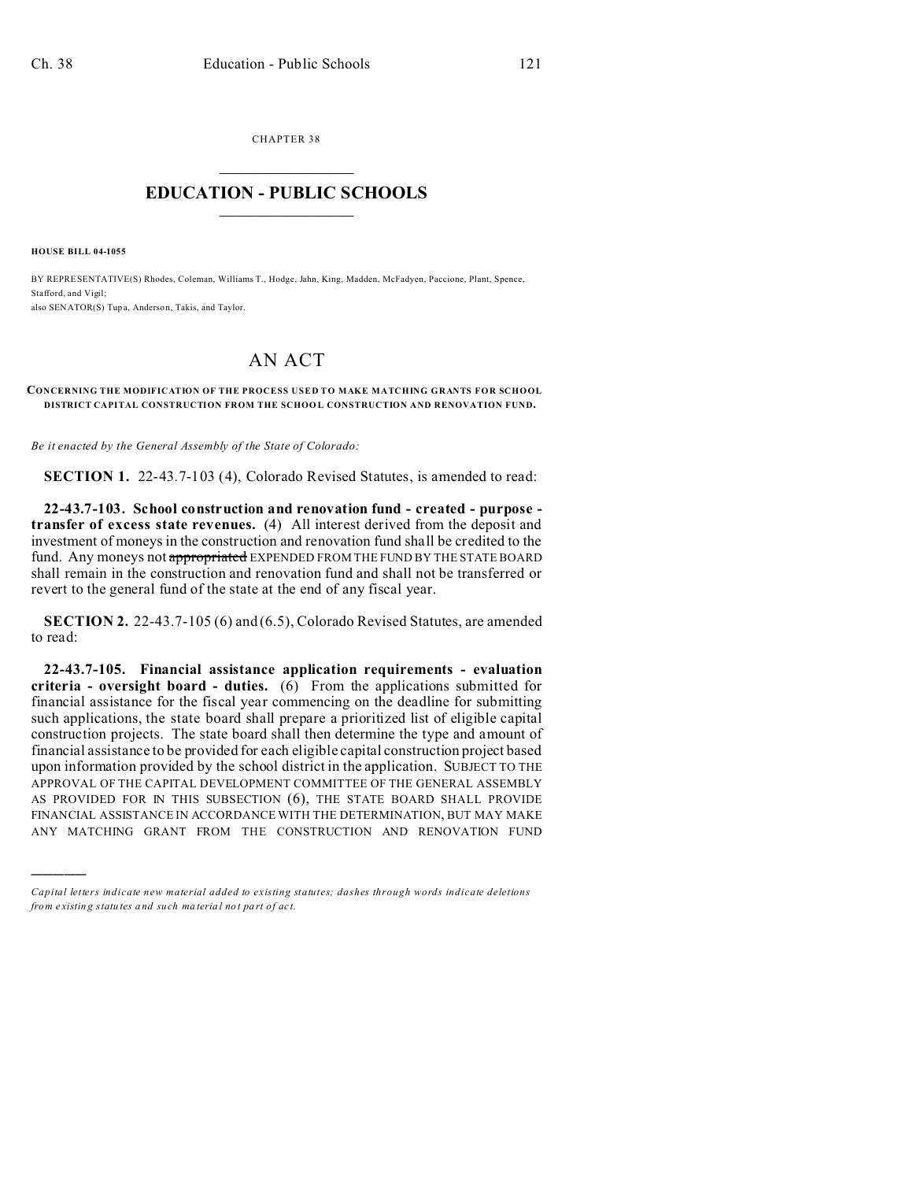CHAPTER 38

# EDUCATION - PUBLIC SCHOOLS

**HOUSE BILL 04-1055**

BY REPRESENTATIVE(S) Rhodes, Coleman, Williams T., Hodge, Jahn, King, Madden, McFadyen, Paccione, Plant, Spence, Stafford, and Vigil;
also SENATOR(S) Tupa, Anderson, Takis, and Taylor.

# AN ACT

**CONCERNING THE MODIFICATION OF THE PROCESS USED TO MAKE MATCHING GRANTS FOR SCHOOL DISTRICT CAPITAL CONSTRUCTION FROM THE SCHOOL CONSTRUCTION AND RENOVATION FUND.**

*Be it enacted by the General Assembly of the State of Colorado:*

**SECTION 1.** 22-43.7-103 (4), Colorado Revised Statutes, is amended to read:

**22-43.7-103. School construction and renovation fund - created - purpose - transfer of excess state revenues.** (4) All interest derived from the deposit and investment of moneys in the construction and renovation fund shall be credited to the fund. Any moneys not ~~appropriated~~ EXPENDED FROM THE FUND BY THE STATE BOARD shall remain in the construction and renovation fund and shall not be transferred or revert to the general fund of the state at the end of any fiscal year.

**SECTION 2.** 22-43.7-105 (6) and (6.5), Colorado Revised Statutes, are amended to read:

**22-43.7-105. Financial assistance application requirements - evaluation criteria - oversight board - duties.** (6) From the applications submitted for financial assistance for the fiscal year commencing on the deadline for submitting such applications, the state board shall prepare a prioritized list of eligible capital construction projects. The state board shall then determine the type and amount of financial assistance to be provided for each eligible capital construction project based upon information provided by the school district in the application. SUBJECT TO THE APPROVAL OF THE CAPITAL DEVELOPMENT COMMITTEE OF THE GENERAL ASSEMBLY AS PROVIDED FOR IN THIS SUBSECTION (6), THE STATE BOARD SHALL PROVIDE FINANCIAL ASSISTANCE IN ACCORDANCE WITH THE DETERMINATION, BUT MAY MAKE ANY MATCHING GRANT FROM THE CONSTRUCTION AND RENOVATION FUND

---

*Capital letters indicate new material added to existing statutes; dashes through words indicate deletions from existing statutes and such material not part of act.*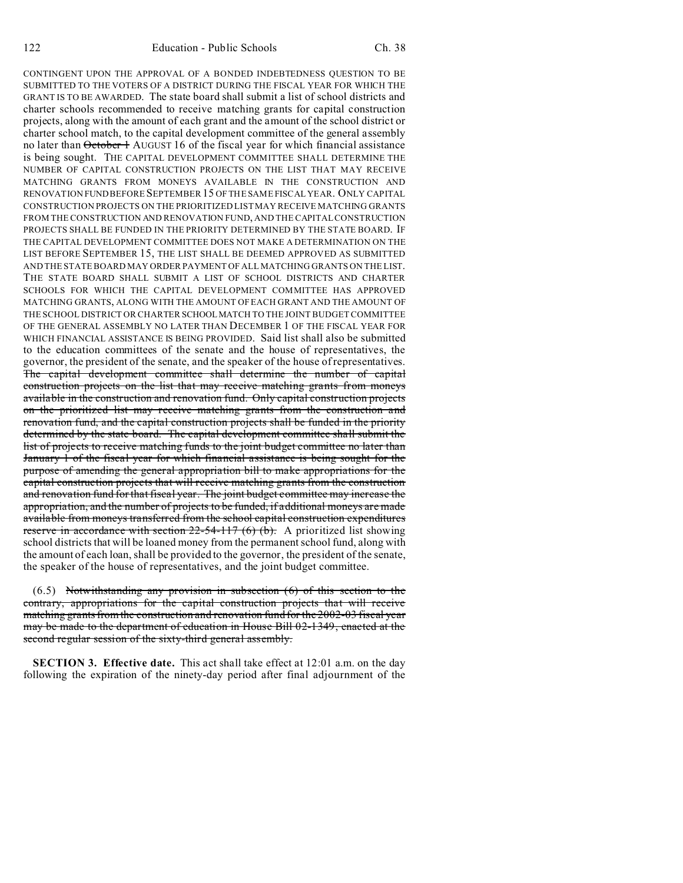CONTINGENT UPON THE APPROVAL OF A BONDED INDEBTEDNESS QUESTION TO BE SUBMITTED TO THE VOTERS OF A DISTRICT DURING THE FISCAL YEAR FOR WHICH THE GRANT IS TO BE AWARDED. The state board shall submit a list of school districts and charter schools recommended to receive matching grants for capital construction projects, along with the amount of each grant and the amount of the school district or charter school match, to the capital development committee of the general assembly no later than ~~October 1~~ AUGUST 16 of the fiscal year for which financial assistance is being sought. THE CAPITAL DEVELOPMENT COMMITTEE SHALL DETERMINE THE NUMBER OF CAPITAL CONSTRUCTION PROJECTS ON THE LIST THAT MAY RECEIVE MATCHING GRANTS FROM MONEYS AVAILABLE IN THE CONSTRUCTION AND RENOVATION FUND BEFORE SEPTEMBER 15 OF THE SAME FISCAL YEAR. ONLY CAPITAL CONSTRUCTION PROJECTS ON THE PRIORITIZED LIST MAY RECEIVE MATCHING GRANTS FROM THE CONSTRUCTION AND RENOVATION FUND, AND THE CAPITAL CONSTRUCTION PROJECTS SHALL BE FUNDED IN THE PRIORITY DETERMINED BY THE STATE BOARD. IF THE CAPITAL DEVELOPMENT COMMITTEE DOES NOT MAKE A DETERMINATION ON THE LIST BEFORE SEPTEMBER 15, THE LIST SHALL BE DEEMED APPROVED AS SUBMITTED AND THE STATE BOARD MAY ORDER PAYMENT OF ALL MATCHING GRANTS ON THE LIST. THE STATE BOARD SHALL SUBMIT A LIST OF SCHOOL DISTRICTS AND CHARTER SCHOOLS FOR WHICH THE CAPITAL DEVELOPMENT COMMITTEE HAS APPROVED MATCHING GRANTS, ALONG WITH THE AMOUNT OF EACH GRANT AND THE AMOUNT OF THE SCHOOL DISTRICT OR CHARTER SCHOOL MATCH TO THE JOINT BUDGET COMMITTEE OF THE GENERAL ASSEMBLY NO LATER THAN DECEMBER 1 OF THE FISCAL YEAR FOR WHICH FINANCIAL ASSISTANCE IS BEING PROVIDED. Said list shall also be submitted to the education committees of the senate and the house of representatives, the governor, the president of the senate, and the speaker of the house of representatives. ~~The capital development committee shall determine the number of capital construction projects on the list that may receive matching grants from moneys available in the construction and renovation fund. Only capital construction projects on the prioritized list may receive matching grants from the construction and renovation fund, and the capital construction projects shall be funded in the priority determined by the state board. The capital development committee shall submit the list of projects to receive matching funds to the joint budget committee no later than January 1 of the fiscal year for which financial assistance is being sought for the purpose of amending the general appropriation bill to make appropriations for the capital construction projects that will receive matching grants from the construction and renovation fund for that fiscal year. The joint budget committee may increase the appropriation, and the number of projects to be funded, if additional moneys are made available from moneys transferred from the school capital construction expenditures reserve in accordance with section 22-54-117 (6) (b).~~ A prioritized list showing school districts that will be loaned money from the permanent school fund, along with the amount of each loan, shall be provided to the governor, the president of the senate, the speaker of the house of representatives, and the joint budget committee.

(6.5) ~~Notwithstanding any provision in subsection (6) of this section to the contrary, appropriations for the capital construction projects that will receive matching grants from the construction and renovation fund for the 2002-03 fiscal year may be made to the department of education in House Bill 02-1349, enacted at the second regular session of the sixty-third general assembly.~~

**SECTION 3. Effective date.** This act shall take effect at 12:01 a.m. on the day following the expiration of the ninety-day period after final adjournment of the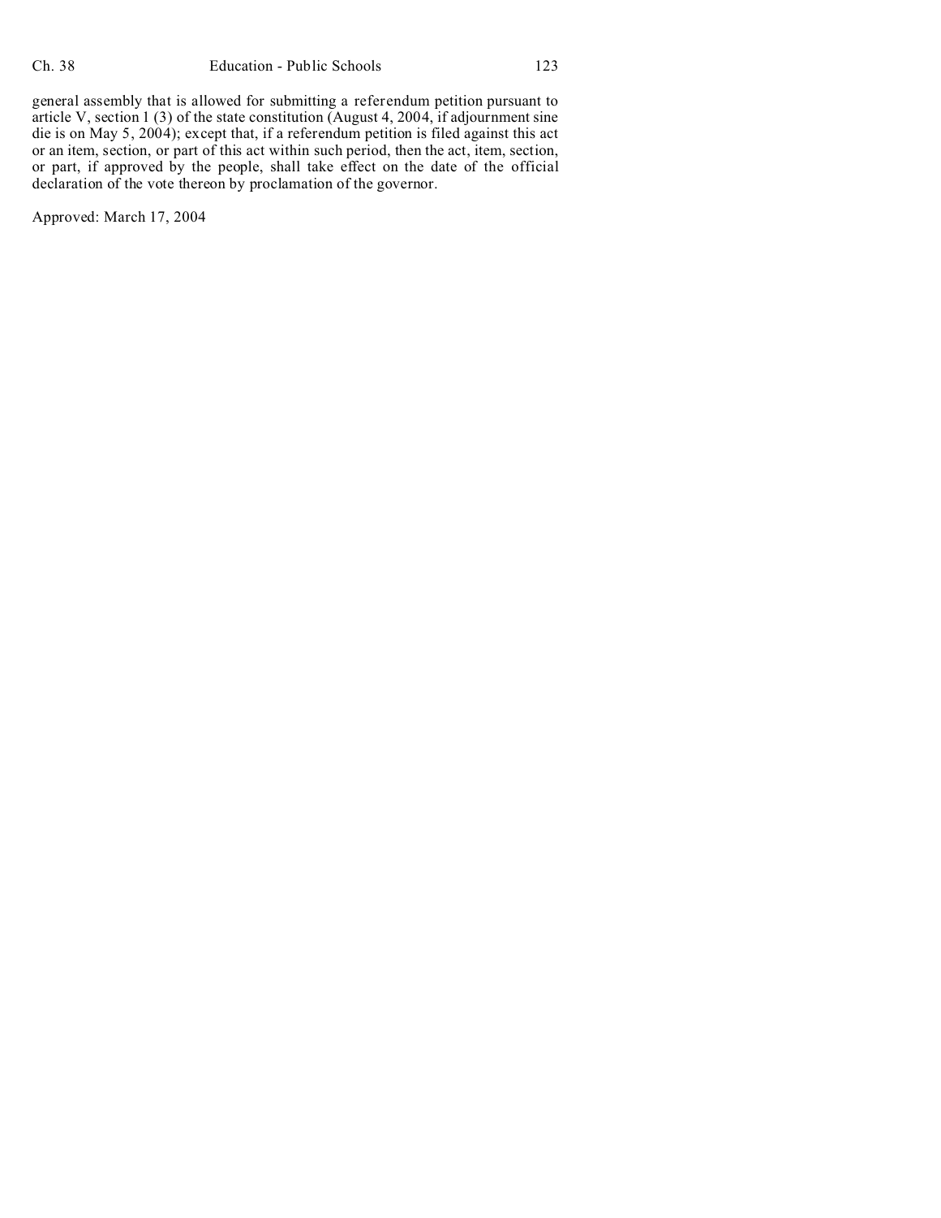general assembly that is allowed for submitting a referendum petition pursuant to article V, section 1 (3) of the state constitution (August 4, 2004, if adjournment sine die is on May 5, 2004); except that, if a referendum petition is filed against this act or an item, section, or part of this act within such period, then the act, item, section, or part, if approved by the people, shall take effect on the date of the official declaration of the vote thereon by proclamation of the governor.

Approved: March 17, 2004